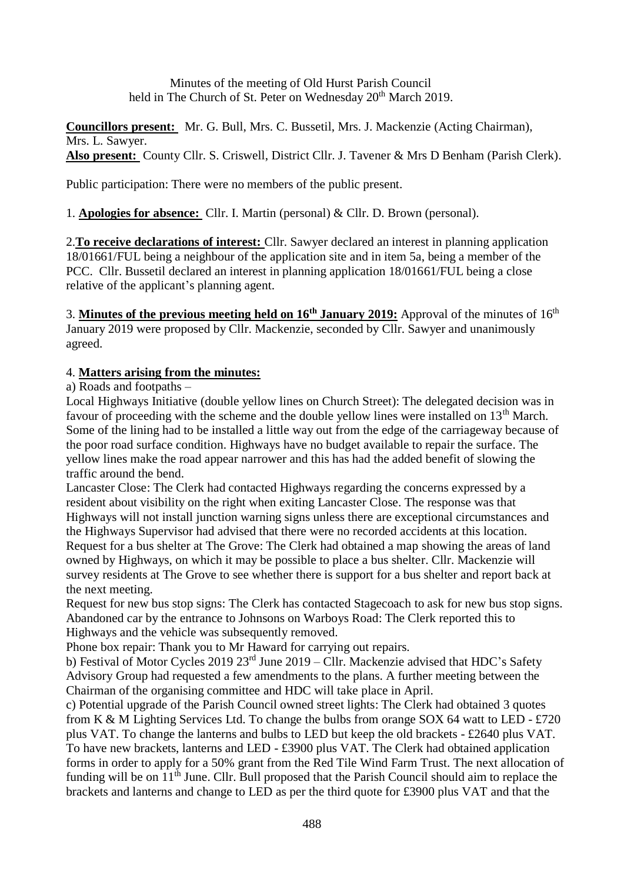Minutes of the meeting of Old Hurst Parish Council
held in The Church of St. Peter on Wednesday 20th March 2019.

**Councillors present:** Mr. G. Bull, Mrs. C. Bussetil, Mrs. J. Mackenzie (Acting Chairman), Mrs. L. Sawyer.
**Also present:** County Cllr. S. Criswell, District Cllr. J. Tavener & Mrs D Benham (Parish Clerk).

Public participation: There were no members of the public present.

1. **Apologies for absence:** Cllr. I. Martin (personal) & Cllr. D. Brown (personal).

2. **To receive declarations of interest:** Cllr. Sawyer declared an interest in planning application 18/01661/FUL being a neighbour of the application site and in item 5a, being a member of the PCC. Cllr. Bussetil declared an interest in planning application 18/01661/FUL being a close relative of the applicant's planning agent.

3. **Minutes of the previous meeting held on 16th January 2019:** Approval of the minutes of 16th January 2019 were proposed by Cllr. Mackenzie, seconded by Cllr. Sawyer and unanimously agreed.

4. **Matters arising from the minutes:**

a) Roads and footpaths –

Local Highways Initiative (double yellow lines on Church Street): The delegated decision was in favour of proceeding with the scheme and the double yellow lines were installed on 13th March. Some of the lining had to be installed a little way out from the edge of the carriageway because of the poor road surface condition. Highways have no budget available to repair the surface. The yellow lines make the road appear narrower and this has had the added benefit of slowing the traffic around the bend.

Lancaster Close: The Clerk had contacted Highways regarding the concerns expressed by a resident about visibility on the right when exiting Lancaster Close. The response was that Highways will not install junction warning signs unless there are exceptional circumstances and the Highways Supervisor had advised that there were no recorded accidents at this location.

Request for a bus shelter at The Grove: The Clerk had obtained a map showing the areas of land owned by Highways, on which it may be possible to place a bus shelter. Cllr. Mackenzie will survey residents at The Grove to see whether there is support for a bus shelter and report back at the next meeting.

Request for new bus stop signs: The Clerk has contacted Stagecoach to ask for new bus stop signs.

Abandoned car by the entrance to Johnsons on Warboys Road: The Clerk reported this to Highways and the vehicle was subsequently removed.

Phone box repair: Thank you to Mr Haward for carrying out repairs.

b) Festival of Motor Cycles 2019 23rd June 2019 – Cllr. Mackenzie advised that HDC's Safety Advisory Group had requested a few amendments to the plans. A further meeting between the Chairman of the organising committee and HDC will take place in April.

c) Potential upgrade of the Parish Council owned street lights: The Clerk had obtained 3 quotes from K & M Lighting Services Ltd. To change the bulbs from orange SOX 64 watt to LED - £720 plus VAT. To change the lanterns and bulbs to LED but keep the old brackets - £2640 plus VAT. To have new brackets, lanterns and LED - £3900 plus VAT. The Clerk had obtained application forms in order to apply for a 50% grant from the Red Tile Wind Farm Trust. The next allocation of funding will be on 11th June. Cllr. Bull proposed that the Parish Council should aim to replace the brackets and lanterns and change to LED as per the third quote for £3900 plus VAT and that the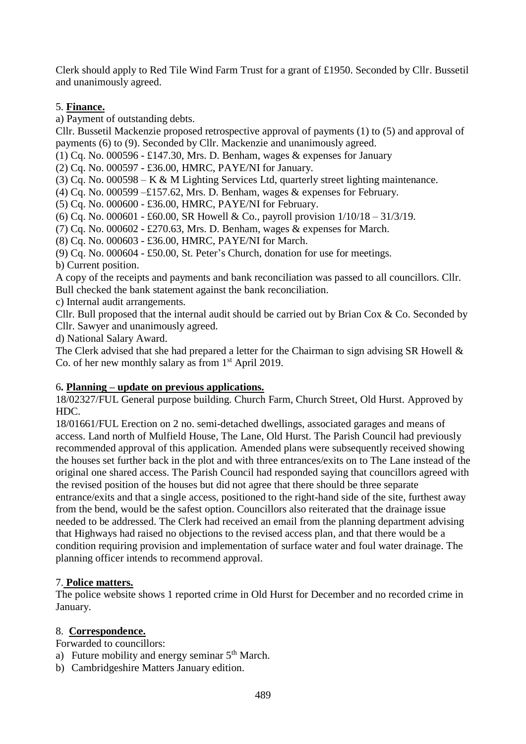Clerk should apply to Red Tile Wind Farm Trust for a grant of £1950. Seconded by Cllr. Bussetil and unanimously agreed.

5. **Finance.**

a) Payment of outstanding debts.

Cllr. Bussetil Mackenzie proposed retrospective approval of payments (1) to (5) and approval of payments (6) to (9). Seconded by Cllr. Mackenzie and unanimously agreed.

(1) Cq. No. 000596 - £147.30, Mrs. D. Benham, wages & expenses for January

(2) Cq. No. 000597 - £36.00, HMRC, PAYE/NI for January.

(3) Cq. No. 000598 – K & M Lighting Services Ltd, quarterly street lighting maintenance.

(4) Cq. No. 000599 –£157.62, Mrs. D. Benham, wages & expenses for February.

(5) Cq. No. 000600 - £36.00, HMRC, PAYE/NI for February.

(6) Cq. No. 000601 - £60.00, SR Howell & Co., payroll provision 1/10/18 – 31/3/19.

(7) Cq. No. 000602 - £270.63, Mrs. D. Benham, wages & expenses for March.

(8) Cq. No. 000603 - £36.00, HMRC, PAYE/NI for March.

(9) Cq. No. 000604 - £50.00, St. Peter's Church, donation for use for meetings.

b) Current position.

A copy of the receipts and payments and bank reconciliation was passed to all councillors. Cllr. Bull checked the bank statement against the bank reconciliation.

c) Internal audit arrangements.

Cllr. Bull proposed that the internal audit should be carried out by Brian Cox & Co. Seconded by Cllr. Sawyer and unanimously agreed.

d) National Salary Award.

The Clerk advised that she had prepared a letter for the Chairman to sign advising SR Howell & Co. of her new monthly salary as from 1st April 2019.

6. **Planning – update on previous applications.**

18/02327/FUL General purpose building. Church Farm, Church Street, Old Hurst. Approved by HDC.

18/01661/FUL Erection on 2 no. semi-detached dwellings, associated garages and means of access. Land north of Mulfield House, The Lane, Old Hurst. The Parish Council had previously recommended approval of this application. Amended plans were subsequently received showing the houses set further back in the plot and with three entrances/exits on to The Lane instead of the original one shared access. The Parish Council had responded saying that councillors agreed with the revised position of the houses but did not agree that there should be three separate entrance/exits and that a single access, positioned to the right-hand side of the site, furthest away from the bend, would be the safest option. Councillors also reiterated that the drainage issue needed to be addressed. The Clerk had received an email from the planning department advising that Highways had raised no objections to the revised access plan, and that there would be a condition requiring provision and implementation of surface water and foul water drainage. The planning officer intends to recommend approval.

7. **Police matters.**

The police website shows 1 reported crime in Old Hurst for December and no recorded crime in January.

8. **Correspondence.**

Forwarded to councillors:

a) Future mobility and energy seminar 5th March.
b) Cambridgeshire Matters January edition.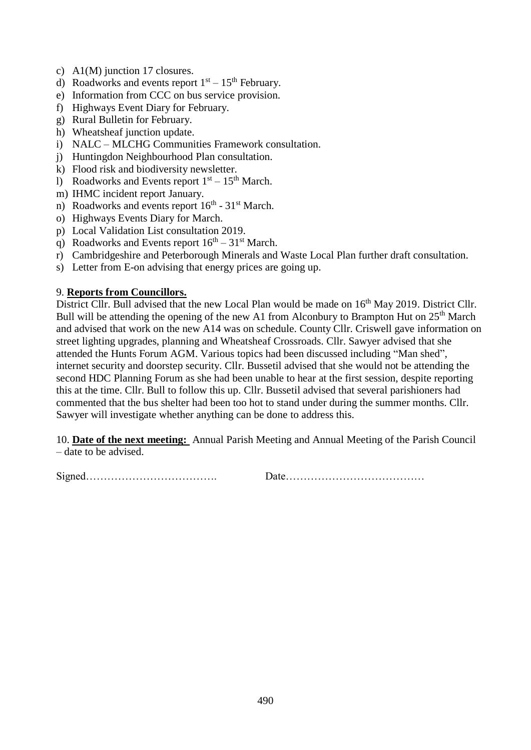c) A1(M) junction 17 closures.
d) Roadworks and events report 1st – 15th February.
e) Information from CCC on bus service provision.
f) Highways Event Diary for February.
g) Rural Bulletin for February.
h) Wheatsheaf junction update.
i) NALC – MLCHG Communities Framework consultation.
j) Huntingdon Neighbourhood Plan consultation.
k) Flood risk and biodiversity newsletter.
l) Roadworks and Events report 1st – 15th March.
m) IHMC incident report January.
n) Roadworks and events report 16th - 31st March.
o) Highways Events Diary for March.
p) Local Validation List consultation 2019.
q) Roadworks and Events report 16th – 31st March.
r) Cambridgeshire and Peterborough Minerals and Waste Local Plan further draft consultation.
s) Letter from E-on advising that energy prices are going up.

9. **Reports from Councillors.**

District Cllr. Bull advised that the new Local Plan would be made on 16th May 2019. District Cllr. Bull will be attending the opening of the new A1 from Alconbury to Brampton Hut on 25th March and advised that work on the new A14 was on schedule. County Cllr. Criswell gave information on street lighting upgrades, planning and Wheatsheaf Crossroads. Cllr. Sawyer advised that she attended the Hunts Forum AGM. Various topics had been discussed including "Man shed", internet security and doorstep security. Cllr. Bussetil advised that she would not be attending the second HDC Planning Forum as she had been unable to hear at the first session, despite reporting this at the time. Cllr. Bull to follow this up. Cllr. Bussetil advised that several parishioners had commented that the bus shelter had been too hot to stand under during the summer months. Cllr. Sawyer will investigate whether anything can be done to address this.

10. **Date of the next meeting:** Annual Parish Meeting and Annual Meeting of the Parish Council – date to be advised.

Signed………………………………. Date…………………………………